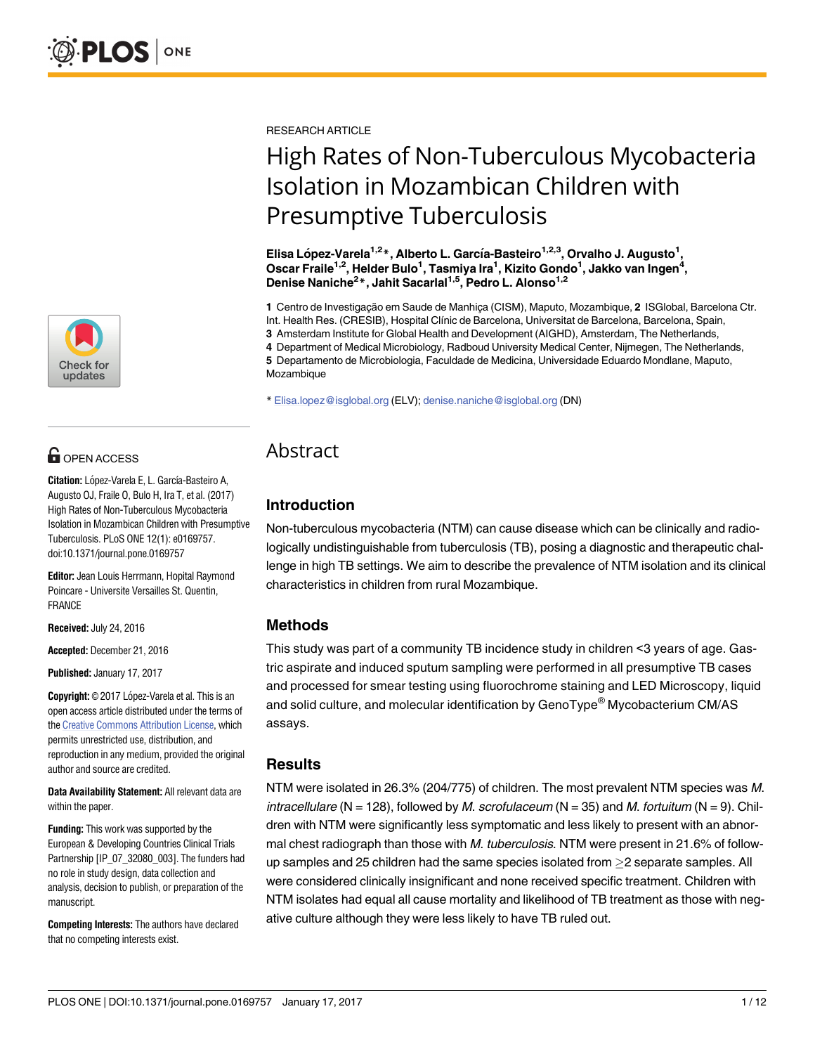RESEARCH ARTICLE

# High Rates of Non-Tuberculous Mycobacteria Isolation in Mozambican Children with Presumptive Tuberculosis

**Elisa López-Varela[1,2]*, Alberto L. García-Basteiro[1,2,3], Orvalho J. Augusto[1], Oscar Fraile[1,2], Helder Bulo[1], Tasmiya Ira[1], Kizito Gondo[1], Jakko van Ingen[4], Denise Naniche[2]*, Jahit Sacarlal[1,5], Pedro L. Alonso[1,2]**

1 Centro de Investigação em Saude de Manhiça (CISM), Maputo, Mozambique, 2 ISGlobal, Barcelona Ctr. Int. Health Res. (CRESIB), Hospital Clínic de Barcelona, Universitat de Barcelona, Barcelona, Spain, 3 Amsterdam Institute for Global Health and Development (AIGHD), Amsterdam, The Netherlands, 4 Department of Medical Microbiology, Radboud University Medical Center, Nijmegen, The Netherlands, 5 Departamento de Microbiologia, Faculdade de Medicina, Universidade Eduardo Mondlane, Maputo, Mozambique

* Elisa.lopez@isglobal.org (ELV); denise.naniche@isglobal.org (DN)

OPEN ACCESS

**Citation:** López-Varela E, L. García-Basteiro A, Augusto OJ, Fraile O, Bulo H, Ira T, et al. (2017) High Rates of Non-Tuberculous Mycobacteria Isolation in Mozambican Children with Presumptive Tuberculosis. PLoS ONE 12(1): e0169757. doi:10.1371/journal.pone.0169757

**Editor:** Jean Louis Herrmann, Hopital Raymond Poincare - Universite Versailles St. Quentin, FRANCE

**Received:** July 24, 2016

**Accepted:** December 21, 2016

**Published:** January 17, 2017

**Copyright:** © 2017 López-Varela et al. This is an open access article distributed under the terms of the Creative Commons Attribution License, which permits unrestricted use, distribution, and reproduction in any medium, provided the original author and source are credited.

**Data Availability Statement:** All relevant data are within the paper.

**Funding:** This work was supported by the European & Developing Countries Clinical Trials Partnership [IP_07_32080_003]. The funders had no role in study design, data collection and analysis, decision to publish, or preparation of the manuscript.

**Competing Interests:** The authors have declared that no competing interests exist.

## Abstract

### Introduction

Non-tuberculous mycobacteria (NTM) can cause disease which can be clinically and radiologically undistinguishable from tuberculosis (TB), posing a diagnostic and therapeutic challenge in high TB settings. We aim to describe the prevalence of NTM isolation and its clinical characteristics in children from rural Mozambique.

### Methods

This study was part of a community TB incidence study in children <3 years of age. Gastric aspirate and induced sputum sampling were performed in all presumptive TB cases and processed for smear testing using fluorochrome staining and LED Microscopy, liquid and solid culture, and molecular identification by GenoType® Mycobacterium CM/AS assays.

### Results

NTM were isolated in 26.3% (204/775) of children. The most prevalent NTM species was *M. intracellulare* (N = 128), followed by *M. scrofulaceum* (N = 35) and *M. fortuitum* (N = 9). Children with NTM were significantly less symptomatic and less likely to present with an abnormal chest radiograph than those with *M. tuberculosis*. NTM were present in 21.6% of follow-up samples and 25 children had the same species isolated from ≥2 separate samples. All were considered clinically insignificant and none received specific treatment. Children with NTM isolates had equal all cause mortality and likelihood of TB treatment as those with negative culture although they were less likely to have TB ruled out.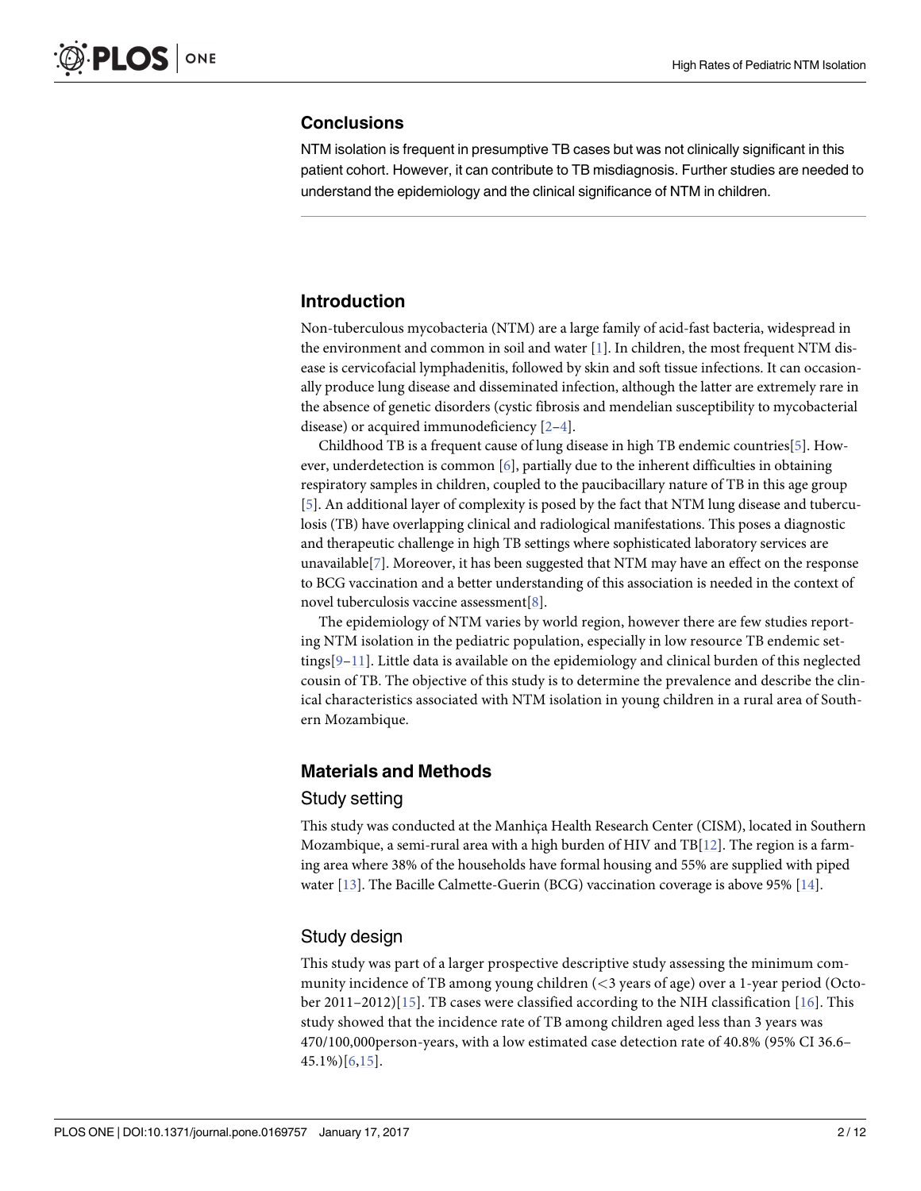### Conclusions

NTM isolation is frequent in presumptive TB cases but was not clinically significant in this patient cohort. However, it can contribute to TB misdiagnosis. Further studies are needed to understand the epidemiology and the clinical significance of NTM in children.

## Introduction

Non-tuberculous mycobacteria (NTM) are a large family of acid-fast bacteria, widespread in the environment and common in soil and water [1]. In children, the most frequent NTM disease is cervicofacial lymphadenitis, followed by skin and soft tissue infections. It can occasionally produce lung disease and disseminated infection, although the latter are extremely rare in the absence of genetic disorders (cystic fibrosis and mendelian susceptibility to mycobacterial disease) or acquired immunodeficiency [2–4].

Childhood TB is a frequent cause of lung disease in high TB endemic countries[5]. However, underdetection is common [6], partially due to the inherent difficulties in obtaining respiratory samples in children, coupled to the paucibacillary nature of TB in this age group [5]. An additional layer of complexity is posed by the fact that NTM lung disease and tuberculosis (TB) have overlapping clinical and radiological manifestations. This poses a diagnostic and therapeutic challenge in high TB settings where sophisticated laboratory services are unavailable[7]. Moreover, it has been suggested that NTM may have an effect on the response to BCG vaccination and a better understanding of this association is needed in the context of novel tuberculosis vaccine assessment[8].

The epidemiology of NTM varies by world region, however there are few studies reporting NTM isolation in the pediatric population, especially in low resource TB endemic settings[9–11]. Little data is available on the epidemiology and clinical burden of this neglected cousin of TB. The objective of this study is to determine the prevalence and describe the clinical characteristics associated with NTM isolation in young children in a rural area of Southern Mozambique.

## Materials and Methods

### Study setting

This study was conducted at the Manhiça Health Research Center (CISM), located in Southern Mozambique, a semi-rural area with a high burden of HIV and TB[12]. The region is a farming area where 38% of the households have formal housing and 55% are supplied with piped water [13]. The Bacille Calmette-Guerin (BCG) vaccination coverage is above 95% [14].

### Study design

This study was part of a larger prospective descriptive study assessing the minimum community incidence of TB among young children (<3 years of age) over a 1-year period (October 2011–2012)[15]. TB cases were classified according to the NIH classification [16]. This study showed that the incidence rate of TB among children aged less than 3 years was 470/100,000person-years, with a low estimated case detection rate of 40.8% (95% CI 36.6–45.1%)[6,15].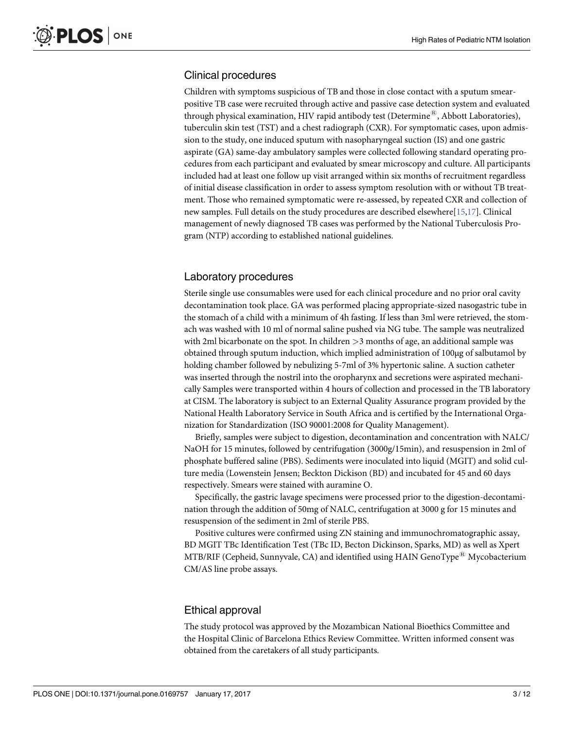## Clinical procedures

Children with symptoms suspicious of TB and those in close contact with a sputum smear-positive TB case were recruited through active and passive case detection system and evaluated through physical examination, HIV rapid antibody test (Determine®, Abbott Laboratories), tuberculin skin test (TST) and a chest radiograph (CXR). For symptomatic cases, upon admission to the study, one induced sputum with nasopharyngeal suction (IS) and one gastric aspirate (GA) same-day ambulatory samples were collected following standard operating procedures from each participant and evaluated by smear microscopy and culture. All participants included had at least one follow up visit arranged within six months of recruitment regardless of initial disease classification in order to assess symptom resolution with or without TB treatment. Those who remained symptomatic were re-assessed, by repeated CXR and collection of new samples. Full details on the study procedures are described elsewhere[15,17]. Clinical management of newly diagnosed TB cases was performed by the National Tuberculosis Program (NTP) according to established national guidelines.

## Laboratory procedures

Sterile single use consumables were used for each clinical procedure and no prior oral cavity decontamination took place. GA was performed placing appropriate-sized nasogastric tube in the stomach of a child with a minimum of 4h fasting. If less than 3ml were retrieved, the stomach was washed with 10 ml of normal saline pushed via NG tube. The sample was neutralized with 2ml bicarbonate on the spot. In children >3 months of age, an additional sample was obtained through sputum induction, which implied administration of 100μg of salbutamol by holding chamber followed by nebulizing 5-7ml of 3% hypertonic saline. A suction catheter was inserted through the nostril into the oropharynx and secretions were aspirated mechanically Samples were transported within 4 hours of collection and processed in the TB laboratory at CISM. The laboratory is subject to an External Quality Assurance program provided by the National Health Laboratory Service in South Africa and is certified by the International Organization for Standardization (ISO 90001:2008 for Quality Management).

Briefly, samples were subject to digestion, decontamination and concentration with NALC/NaOH for 15 minutes, followed by centrifugation (3000g/15min), and resuspension in 2ml of phosphate buffered saline (PBS). Sediments were inoculated into liquid (MGIT) and solid culture media (Lowenstein Jensen; Beckton Dickison (BD) and incubated for 45 and 60 days respectively. Smears were stained with auramine O.

Specifically, the gastric lavage specimens were processed prior to the digestion-decontamination through the addition of 50mg of NALC, centrifugation at 3000 g for 15 minutes and resuspension of the sediment in 2ml of sterile PBS.

Positive cultures were confirmed using ZN staining and immunochromatographic assay, BD MGIT TBc Identification Test (TBc ID, Becton Dickinson, Sparks, MD) as well as Xpert MTB/RIF (Cepheid, Sunnyvale, CA) and identified using HAIN GenoType® Mycobacterium CM/AS line probe assays.

## Ethical approval

The study protocol was approved by the Mozambican National Bioethics Committee and the Hospital Clinic of Barcelona Ethics Review Committee. Written informed consent was obtained from the caretakers of all study participants.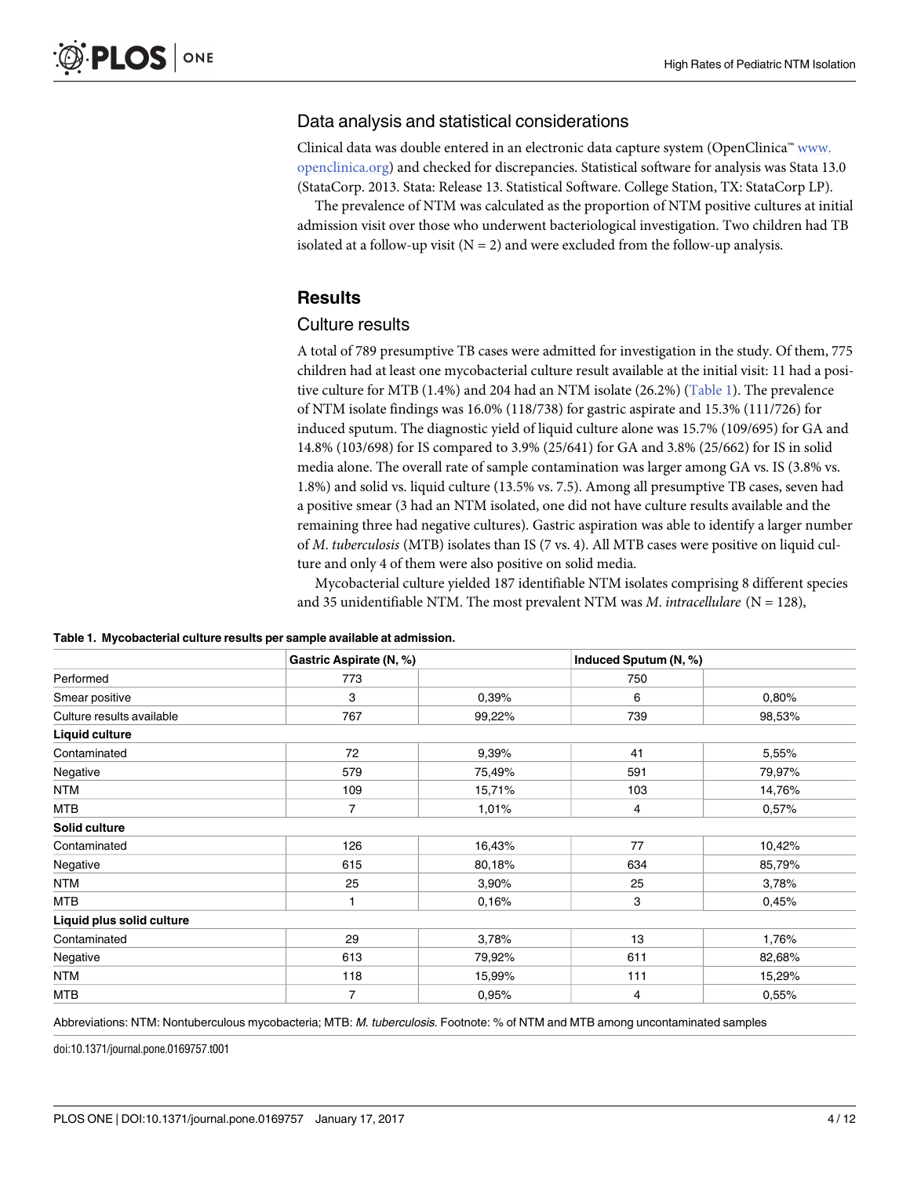## Data analysis and statistical considerations

Clinical data was double entered in an electronic data capture system (OpenClinica™ www.openclinica.org) and checked for discrepancies. Statistical software for analysis was Stata 13.0 (StataCorp. 2013. Stata: Release 13. Statistical Software. College Station, TX: StataCorp LP).

The prevalence of NTM was calculated as the proportion of NTM positive cultures at initial admission visit over those who underwent bacteriological investigation. Two children had TB isolated at a follow-up visit (N = 2) and were excluded from the follow-up analysis.

# Results

## Culture results

A total of 789 presumptive TB cases were admitted for investigation in the study. Of them, 775 children had at least one mycobacterial culture result available at the initial visit: 11 had a positive culture for MTB (1.4%) and 204 had an NTM isolate (26.2%) (Table 1). The prevalence of NTM isolate findings was 16.0% (118/738) for gastric aspirate and 15.3% (111/726) for induced sputum. The diagnostic yield of liquid culture alone was 15.7% (109/695) for GA and 14.8% (103/698) for IS compared to 3.9% (25/641) for GA and 3.8% (25/662) for IS in solid media alone. The overall rate of sample contamination was larger among GA vs. IS (3.8% vs. 1.8%) and solid vs. liquid culture (13.5% vs. 7.5). Among all presumptive TB cases, seven had a positive smear (3 had an NTM isolated, one did not have culture results available and the remaining three had negative cultures). Gastric aspiration was able to identify a larger number of *M. tuberculosis* (MTB) isolates than IS (7 vs. 4). All MTB cases were positive on liquid culture and only 4 of them were also positive on solid media.

Mycobacterial culture yielded 187 identifiable NTM isolates comprising 8 different species and 35 unidentifiable NTM. The most prevalent NTM was *M. intracellulare* (N = 128),

**Table 1. Mycobacterial culture results per sample available at admission.**

| | Gastric Aspirate (N, %) | | Induced Sputum (N, %) | |
|---|---|---|---|---|
| Performed | 773 | | 750 | |
| Smear positive | 3 | 0,39% | 6 | 0,80% |
| Culture results available | 767 | 99,22% | 739 | 98,53% |
| **Liquid culture** | | | | |
| Contaminated | 72 | 9,39% | 41 | 5,55% |
| Negative | 579 | 75,49% | 591 | 79,97% |
| NTM | 109 | 15,71% | 103 | 14,76% |
| MTB | 7 | 1,01% | 4 | 0,57% |
| **Solid culture** | | | | |
| Contaminated | 126 | 16,43% | 77 | 10,42% |
| Negative | 615 | 80,18% | 634 | 85,79% |
| NTM | 25 | 3,90% | 25 | 3,78% |
| MTB | 1 | 0,16% | 3 | 0,45% |
| **Liquid plus solid culture** | | | | |
| Contaminated | 29 | 3,78% | 13 | 1,76% |
| Negative | 613 | 79,92% | 611 | 82,68% |
| NTM | 118 | 15,99% | 111 | 15,29% |
| MTB | 7 | 0,95% | 4 | 0,55% |

Abbreviations: NTM: Nontuberculous mycobacteria; MTB: *M. tuberculosis.* Footnote: % of NTM and MTB among uncontaminated samples

doi:10.1371/journal.pone.0169757.t001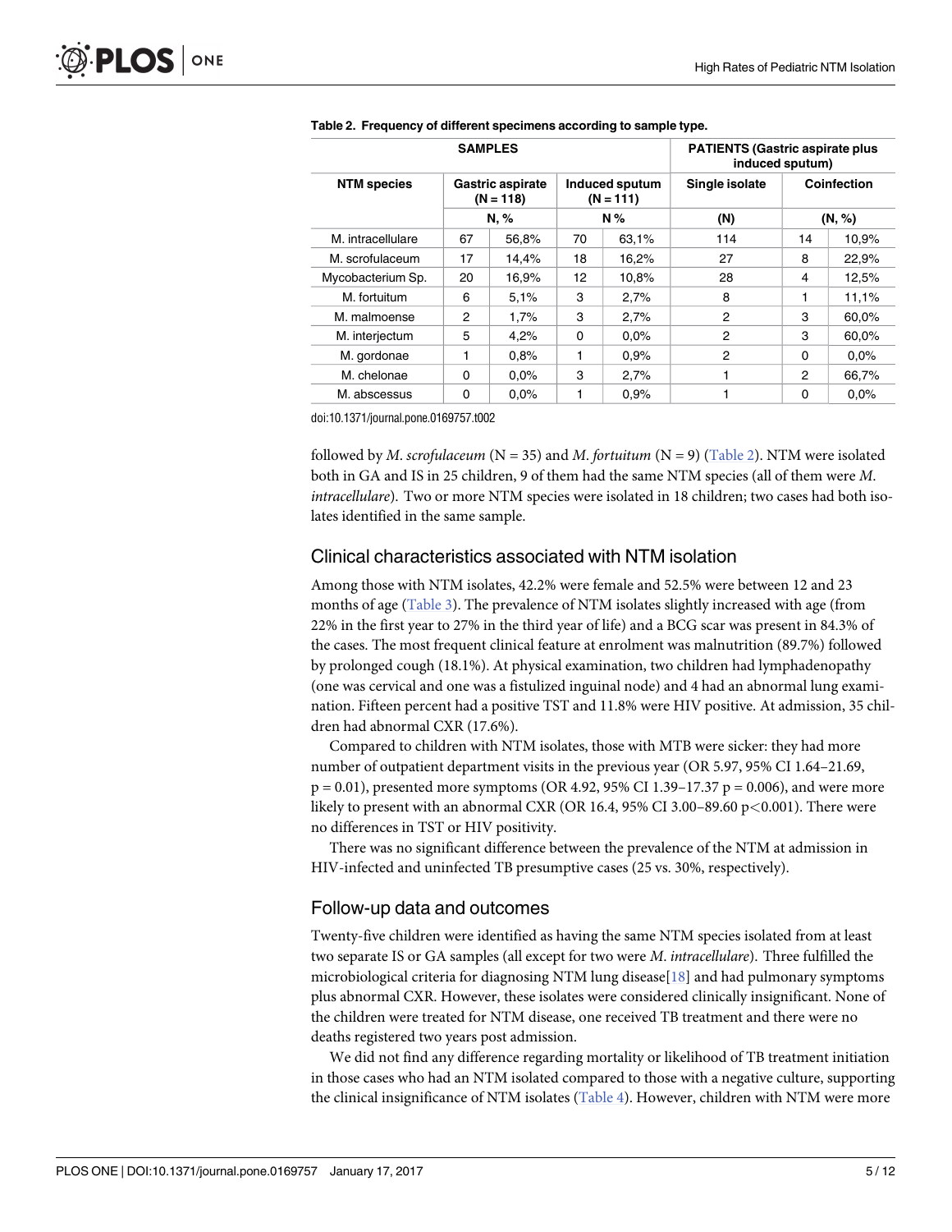**Table 2. Frequency of different specimens according to sample type.**

| SAMPLES | | | | | PATIENTS (Gastric aspirate plus induced sputum) | | |
|---|---|---|---|---|---|---|---|
| NTM species | Gastric aspirate (N = 118) | | Induced sputum (N = 111) | | Single isolate | Coinfection | |
| | N, % | | N % | | (N) | (N, %) | |
| M. intracellulare | 67 | 56,8% | 70 | 63,1% | 114 | 14 | 10,9% |
| M. scrofulaceum | 17 | 14,4% | 18 | 16,2% | 27 | 8 | 22,9% |
| Mycobacterium Sp. | 20 | 16,9% | 12 | 10,8% | 28 | 4 | 12,5% |
| M. fortuitum | 6 | 5,1% | 3 | 2,7% | 8 | 1 | 11,1% |
| M. malmoense | 2 | 1,7% | 3 | 2,7% | 2 | 3 | 60,0% |
| M. interjectum | 5 | 4,2% | 0 | 0,0% | 2 | 3 | 60,0% |
| M. gordonae | 1 | 0,8% | 1 | 0,9% | 2 | 0 | 0,0% |
| M. chelonae | 0 | 0,0% | 3 | 2,7% | 1 | 2 | 66,7% |
| M. abscessus | 0 | 0,0% | 1 | 0,9% | 1 | 0 | 0,0% |

doi:10.1371/journal.pone.0169757.t002

followed by *M. scrofulaceum* (N = 35) and *M. fortuitum* (N = 9) (Table 2). NTM were isolated both in GA and IS in 25 children, 9 of them had the same NTM species (all of them were *M. intracellulare*). Two or more NTM species were isolated in 18 children; two cases had both isolates identified in the same sample.

## Clinical characteristics associated with NTM isolation

Among those with NTM isolates, 42.2% were female and 52.5% were between 12 and 23 months of age (Table 3). The prevalence of NTM isolates slightly increased with age (from 22% in the first year to 27% in the third year of life) and a BCG scar was present in 84.3% of the cases. The most frequent clinical feature at enrolment was malnutrition (89.7%) followed by prolonged cough (18.1%). At physical examination, two children had lymphadenopathy (one was cervical and one was a fistulized inguinal node) and 4 had an abnormal lung examination. Fifteen percent had a positive TST and 11.8% were HIV positive. At admission, 35 children had abnormal CXR (17.6%).

Compared to children with NTM isolates, those with MTB were sicker: they had more number of outpatient department visits in the previous year (OR 5.97, 95% CI 1.64–21.69, $p = 0.01$), presented more symptoms (OR 4.92, 95% CI 1.39–17.37 $p = 0.006$), and were more likely to present with an abnormal CXR (OR 16.4, 95% CI 3.00–89.60 $p<0.001$). There were no differences in TST or HIV positivity.

There was no significant difference between the prevalence of the NTM at admission in HIV-infected and uninfected TB presumptive cases (25 vs. 30%, respectively).

## Follow-up data and outcomes

Twenty-five children were identified as having the same NTM species isolated from at least two separate IS or GA samples (all except for two were *M. intracellulare*). Three fulfilled the microbiological criteria for diagnosing NTM lung disease[18] and had pulmonary symptoms plus abnormal CXR. However, these isolates were considered clinically insignificant. None of the children were treated for NTM disease, one received TB treatment and there were no deaths registered two years post admission.

We did not find any difference regarding mortality or likelihood of TB treatment initiation in those cases who had an NTM isolated compared to those with a negative culture, supporting the clinical insignificance of NTM isolates (Table 4). However, children with NTM were more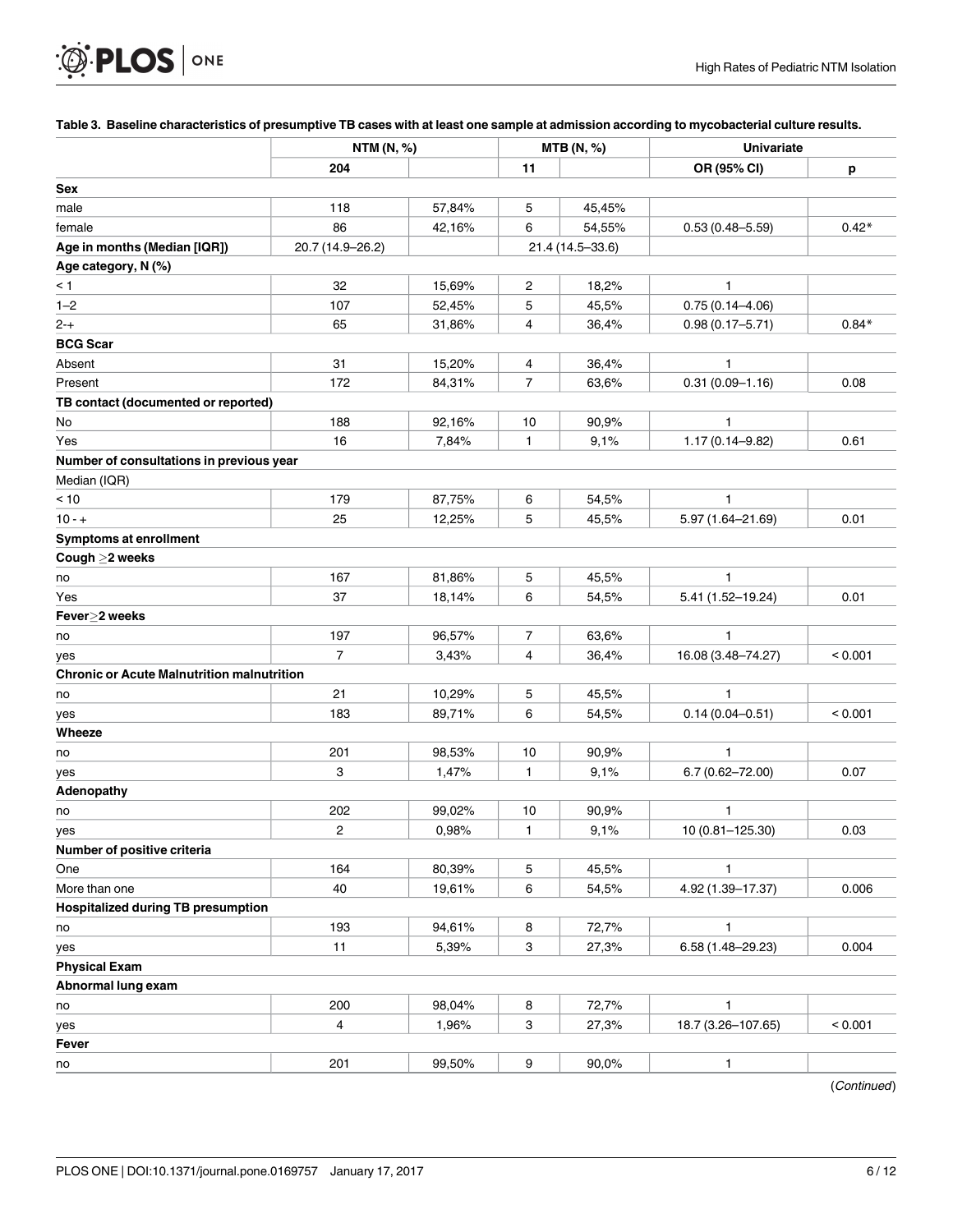**Table 3. Baseline characteristics of presumptive TB cases with at least one sample at admission according to mycobacterial culture results.**

| | NTM (N, %) | | MTB (N, %) | | Univariate | |
|---|---|---|---|---|---|---|
| | 204 | | 11 | | OR (95% CI) | p |
| **Sex** | | | | | | |
| male | 118 | 57,84% | 5 | 45,45% | | |
| female | 86 | 42,16% | 6 | 54,55% | 0.53 (0.48–5.59) | 0.42* |
| **Age in months (Median [IQR])** | 20.7 (14.9–26.2) | | 21.4 (14.5–33.6) | | | |
| **Age category, N (%)** | | | | | | |
| < 1 | 32 | 15,69% | 2 | 18,2% | 1 | |
| 1–2 | 107 | 52,45% | 5 | 45,5% | 0.75 (0.14–4.06) | |
| 2-+ | 65 | 31,86% | 4 | 36,4% | 0.98 (0.17–5.71) | 0.84* |
| **BCG Scar** | | | | | | |
| Absent | 31 | 15,20% | 4 | 36,4% | 1 | |
| Present | 172 | 84,31% | 7 | 63,6% | 0.31 (0.09–1.16) | 0.08 |
| **TB contact (documented or reported)** | | | | | | |
| No | 188 | 92,16% | 10 | 90,9% | 1 | |
| Yes | 16 | 7,84% | 1 | 9,1% | 1.17 (0.14–9.82) | 0.61 |
| **Number of consultations in previous year** | | | | | | |
| Median (IQR) | | | | | | |
| < 10 | 179 | 87,75% | 6 | 54,5% | 1 | |
| 10 - + | 25 | 12,25% | 5 | 45,5% | 5.97 (1.64–21.69) | 0.01 |
| **Symptoms at enrollment** | | | | | | |
| **Cough ≥2 weeks** | | | | | | |
| no | 167 | 81,86% | 5 | 45,5% | 1 | |
| Yes | 37 | 18,14% | 6 | 54,5% | 5.41 (1.52–19.24) | 0.01 |
| **Fever≥2 weeks** | | | | | | |
| no | 197 | 96,57% | 7 | 63,6% | 1 | |
| yes | 7 | 3,43% | 4 | 36,4% | 16.08 (3.48–74.27) | < 0.001 |
| **Chronic or Acute Malnutrition malnutrition** | | | | | | |
| no | 21 | 10,29% | 5 | 45,5% | 1 | |
| yes | 183 | 89,71% | 6 | 54,5% | 0.14 (0.04–0.51) | < 0.001 |
| **Wheeze** | | | | | | |
| no | 201 | 98,53% | 10 | 90,9% | 1 | |
| yes | 3 | 1,47% | 1 | 9,1% | 6.7 (0.62–72.00) | 0.07 |
| **Adenopathy** | | | | | | |
| no | 202 | 99,02% | 10 | 90,9% | 1 | |
| yes | 2 | 0,98% | 1 | 9,1% | 10 (0.81–125.30) | 0.03 |
| **Number of positive criteria** | | | | | | |
| One | 164 | 80,39% | 5 | 45,5% | 1 | |
| More than one | 40 | 19,61% | 6 | 54,5% | 4.92 (1.39–17.37) | 0.006 |
| **Hospitalized during TB presumption** | | | | | | |
| no | 193 | 94,61% | 8 | 72,7% | 1 | |
| yes | 11 | 5,39% | 3 | 27,3% | 6.58 (1.48–29.23) | 0.004 |
| **Physical Exam** | | | | | | |
| **Abnormal lung exam** | | | | | | |
| no | 200 | 98,04% | 8 | 72,7% | 1 | |
| yes | 4 | 1,96% | 3 | 27,3% | 18.7 (3.26–107.65) | < 0.001 |
| **Fever** | | | | | | |
| no | 201 | 99,50% | 9 | 90,0% | 1 | |

(*Continued*)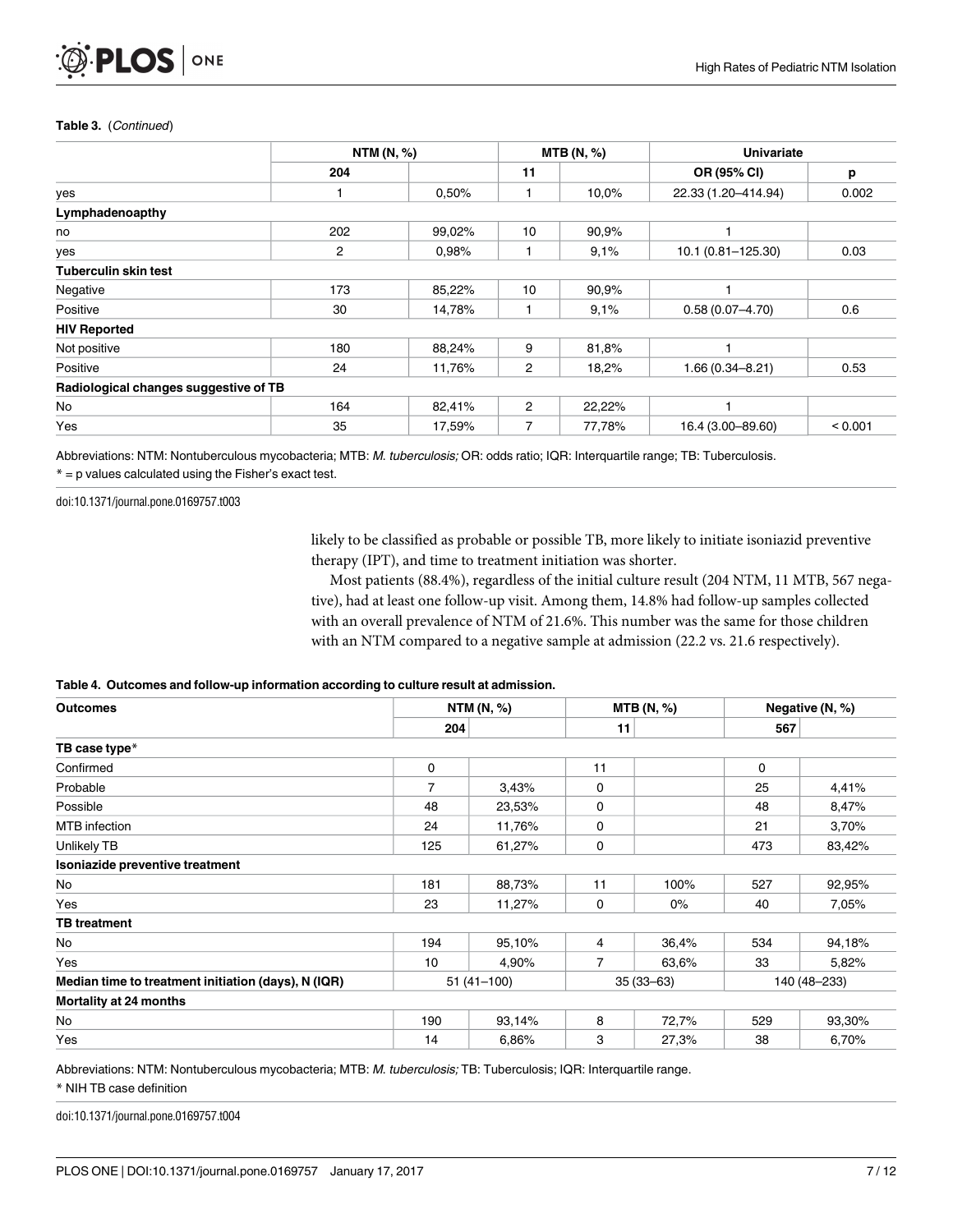**Table 3.** (*Continued*)

| | NTM (N, %) | | MTB (N, %) | | Univariate | |
|---|---|---|---|---|---|---|
| | 204 | | 11 | | OR (95% CI) | p |
| yes | 1 | 0,50% | 1 | 10,0% | 22.33 (1.20–414.94) | 0.002 |
| **Lymphadenoapthy** | | | | | | |
| no | 202 | 99,02% | 10 | 90,9% | 1 | |
| yes | 2 | 0,98% | 1 | 9,1% | 10.1 (0.81–125.30) | 0.03 |
| **Tuberculin skin test** | | | | | | |
| Negative | 173 | 85,22% | 10 | 90,9% | 1 | |
| Positive | 30 | 14,78% | 1 | 9,1% | 0.58 (0.07–4.70) | 0.6 |
| **HIV Reported** | | | | | | |
| Not positive | 180 | 88,24% | 9 | 81,8% | 1 | |
| Positive | 24 | 11,76% | 2 | 18,2% | 1.66 (0.34–8.21) | 0.53 |
| **Radiological changes suggestive of TB** | | | | | | |
| No | 164 | 82,41% | 2 | 22,22% | 1 | |
| Yes | 35 | 17,59% | 7 | 77,78% | 16.4 (3.00–89.60) | < 0.001 |

Abbreviations: NTM: Nontuberculous mycobacteria; MTB: *M. tuberculosis;* OR: odds ratio; IQR: Interquartile range; TB: Tuberculosis.
* = p values calculated using the Fisher's exact test.

doi:10.1371/journal.pone.0169757.t003

likely to be classified as probable or possible TB, more likely to initiate isoniazid preventive therapy (IPT), and time to treatment initiation was shorter.

Most patients (88.4%), regardless of the initial culture result (204 NTM, 11 MTB, 567 negative), had at least one follow-up visit. Among them, 14.8% had follow-up samples collected with an overall prevalence of NTM of 21.6%. This number was the same for those children with an NTM compared to a negative sample at admission (22.2 vs. 21.6 respectively).

**Table 4. Outcomes and follow-up information according to culture result at admission.**

| Outcomes | NTM (N, %) | | MTB (N, %) | | Negative (N, %) | |
|---|---|---|---|---|---|---|
| | 204 | | 11 | | 567 | |
| **TB case type*** | | | | | | |
| Confirmed | 0 | | 11 | | 0 | |
| Probable | 7 | 3,43% | 0 | | 25 | 4,41% |
| Possible | 48 | 23,53% | 0 | | 48 | 8,47% |
| MTB infection | 24 | 11,76% | 0 | | 21 | 3,70% |
| Unlikely TB | 125 | 61,27% | 0 | | 473 | 83,42% |
| **Isoniazide preventive treatment** | | | | | | |
| No | 181 | 88,73% | 11 | 100% | 527 | 92,95% |
| Yes | 23 | 11,27% | 0 | 0% | 40 | 7,05% |
| **TB treatment** | | | | | | |
| No | 194 | 95,10% | 4 | 36,4% | 534 | 94,18% |
| Yes | 10 | 4,90% | 7 | 63,6% | 33 | 5,82% |
| **Median time to treatment initiation (days), N (IQR)** | 51 (41–100) | | 35 (33–63) | | 140 (48–233) | |
| **Mortality at 24 months** | | | | | | |
| No | 190 | 93,14% | 8 | 72,7% | 529 | 93,30% |
| Yes | 14 | 6,86% | 3 | 27,3% | 38 | 6,70% |

Abbreviations: NTM: Nontuberculous mycobacteria; MTB: *M. tuberculosis;* TB: Tuberculosis; IQR: Interquartile range.
* NIH TB case definition

doi:10.1371/journal.pone.0169757.t004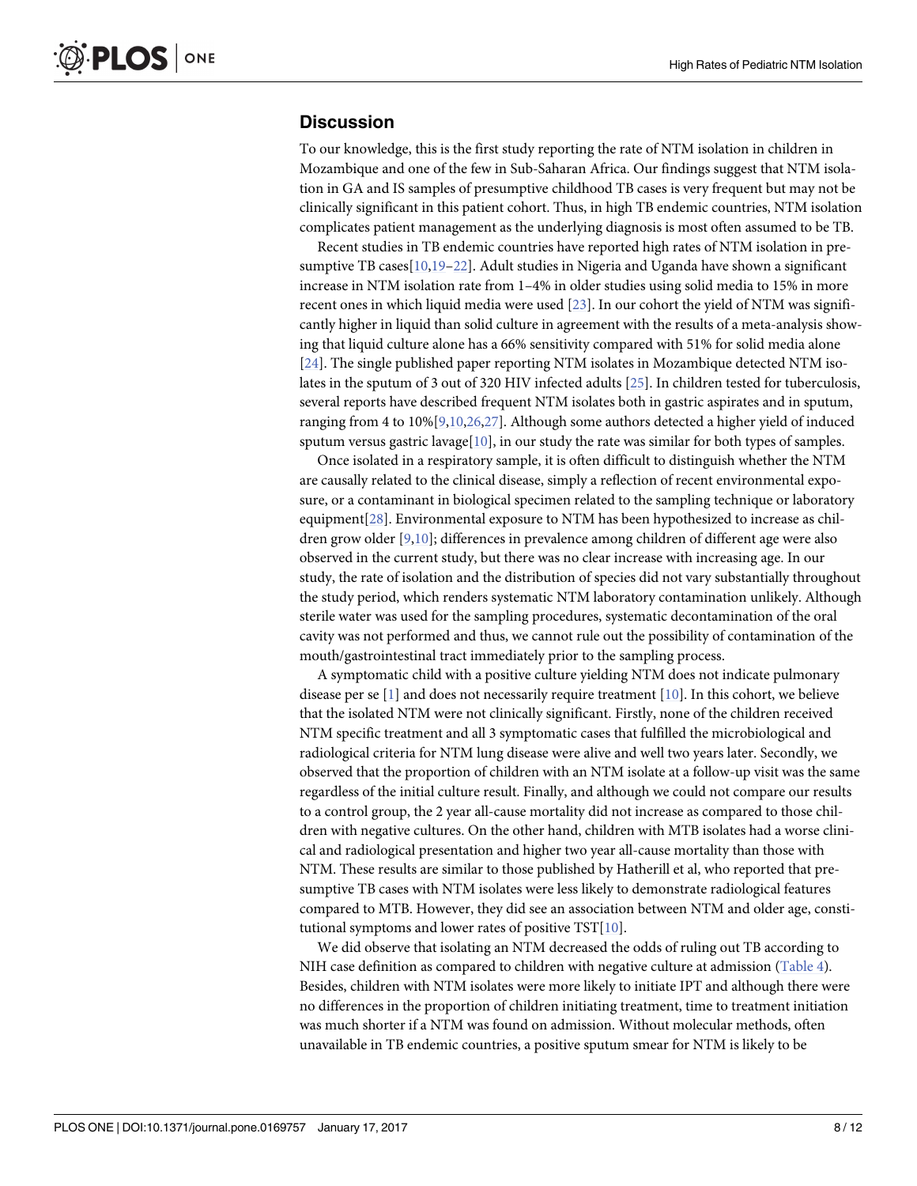## Discussion

To our knowledge, this is the first study reporting the rate of NTM isolation in children in Mozambique and one of the few in Sub-Saharan Africa. Our findings suggest that NTM isolation in GA and IS samples of presumptive childhood TB cases is very frequent but may not be clinically significant in this patient cohort. Thus, in high TB endemic countries, NTM isolation complicates patient management as the underlying diagnosis is most often assumed to be TB.

Recent studies in TB endemic countries have reported high rates of NTM isolation in presumptive TB cases[10,19–22]. Adult studies in Nigeria and Uganda have shown a significant increase in NTM isolation rate from 1–4% in older studies using solid media to 15% in more recent ones in which liquid media were used [23]. In our cohort the yield of NTM was significantly higher in liquid than solid culture in agreement with the results of a meta-analysis showing that liquid culture alone has a 66% sensitivity compared with 51% for solid media alone [24]. The single published paper reporting NTM isolates in Mozambique detected NTM isolates in the sputum of 3 out of 320 HIV infected adults [25]. In children tested for tuberculosis, several reports have described frequent NTM isolates both in gastric aspirates and in sputum, ranging from 4 to 10%[9,10,26,27]. Although some authors detected a higher yield of induced sputum versus gastric lavage[10], in our study the rate was similar for both types of samples.

Once isolated in a respiratory sample, it is often difficult to distinguish whether the NTM are causally related to the clinical disease, simply a reflection of recent environmental exposure, or a contaminant in biological specimen related to the sampling technique or laboratory equipment[28]. Environmental exposure to NTM has been hypothesized to increase as children grow older [9,10]; differences in prevalence among children of different age were also observed in the current study, but there was no clear increase with increasing age. In our study, the rate of isolation and the distribution of species did not vary substantially throughout the study period, which renders systematic NTM laboratory contamination unlikely. Although sterile water was used for the sampling procedures, systematic decontamination of the oral cavity was not performed and thus, we cannot rule out the possibility of contamination of the mouth/gastrointestinal tract immediately prior to the sampling process.

A symptomatic child with a positive culture yielding NTM does not indicate pulmonary disease per se [1] and does not necessarily require treatment [10]. In this cohort, we believe that the isolated NTM were not clinically significant. Firstly, none of the children received NTM specific treatment and all 3 symptomatic cases that fulfilled the microbiological and radiological criteria for NTM lung disease were alive and well two years later. Secondly, we observed that the proportion of children with an NTM isolate at a follow-up visit was the same regardless of the initial culture result. Finally, and although we could not compare our results to a control group, the 2 year all-cause mortality did not increase as compared to those children with negative cultures. On the other hand, children with MTB isolates had a worse clinical and radiological presentation and higher two year all-cause mortality than those with NTM. These results are similar to those published by Hatherill et al, who reported that presumptive TB cases with NTM isolates were less likely to demonstrate radiological features compared to MTB. However, they did see an association between NTM and older age, constitutional symptoms and lower rates of positive TST[10].

We did observe that isolating an NTM decreased the odds of ruling out TB according to NIH case definition as compared to children with negative culture at admission (Table 4). Besides, children with NTM isolates were more likely to initiate IPT and although there were no differences in the proportion of children initiating treatment, time to treatment initiation was much shorter if a NTM was found on admission. Without molecular methods, often unavailable in TB endemic countries, a positive sputum smear for NTM is likely to be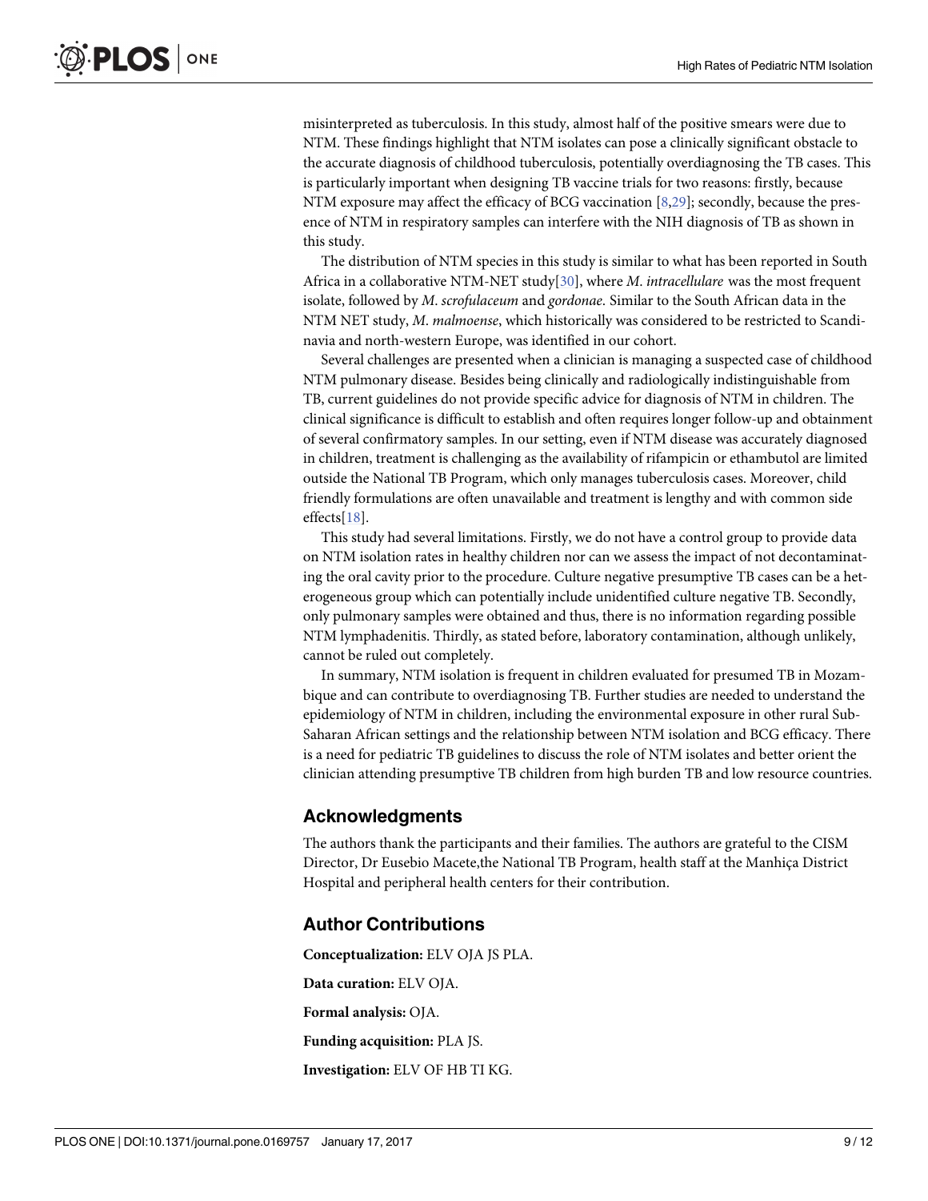misinterpreted as tuberculosis. In this study, almost half of the positive smears were due to NTM. These findings highlight that NTM isolates can pose a clinically significant obstacle to the accurate diagnosis of childhood tuberculosis, potentially overdiagnosing the TB cases. This is particularly important when designing TB vaccine trials for two reasons: firstly, because NTM exposure may affect the efficacy of BCG vaccination [8,29]; secondly, because the presence of NTM in respiratory samples can interfere with the NIH diagnosis of TB as shown in this study.

The distribution of NTM species in this study is similar to what has been reported in South Africa in a collaborative NTM-NET study[30], where *M. intracellulare* was the most frequent isolate, followed by *M. scrofulaceum* and *gordonae*. Similar to the South African data in the NTM NET study, *M. malmoense*, which historically was considered to be restricted to Scandinavia and north-western Europe, was identified in our cohort.

Several challenges are presented when a clinician is managing a suspected case of childhood NTM pulmonary disease. Besides being clinically and radiologically indistinguishable from TB, current guidelines do not provide specific advice for diagnosis of NTM in children. The clinical significance is difficult to establish and often requires longer follow-up and obtainment of several confirmatory samples. In our setting, even if NTM disease was accurately diagnosed in children, treatment is challenging as the availability of rifampicin or ethambutol are limited outside the National TB Program, which only manages tuberculosis cases. Moreover, child friendly formulations are often unavailable and treatment is lengthy and with common side effects[18].

This study had several limitations. Firstly, we do not have a control group to provide data on NTM isolation rates in healthy children nor can we assess the impact of not decontaminating the oral cavity prior to the procedure. Culture negative presumptive TB cases can be a heterogeneous group which can potentially include unidentified culture negative TB. Secondly, only pulmonary samples were obtained and thus, there is no information regarding possible NTM lymphadenitis. Thirdly, as stated before, laboratory contamination, although unlikely, cannot be ruled out completely.

In summary, NTM isolation is frequent in children evaluated for presumed TB in Mozambique and can contribute to overdiagnosing TB. Further studies are needed to understand the epidemiology of NTM in children, including the environmental exposure in other rural Sub-Saharan African settings and the relationship between NTM isolation and BCG efficacy. There is a need for pediatric TB guidelines to discuss the role of NTM isolates and better orient the clinician attending presumptive TB children from high burden TB and low resource countries.

## Acknowledgments

The authors thank the participants and their families. The authors are grateful to the CISM Director, Dr Eusebio Macete,the National TB Program, health staff at the Manhiça District Hospital and peripheral health centers for their contribution.

## Author Contributions

**Conceptualization:** ELV OJA JS PLA.

**Data curation:** ELV OJA.

**Formal analysis:** OJA.

**Funding acquisition:** PLA JS.

**Investigation:** ELV OF HB TI KG.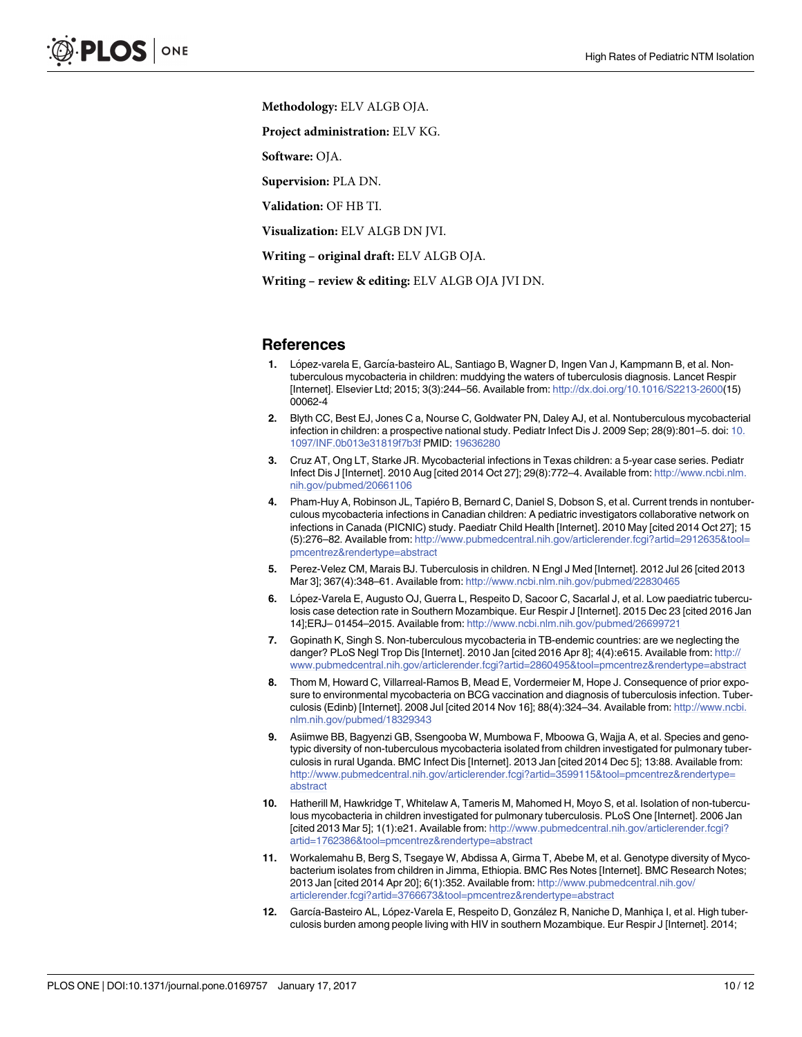**Methodology:** ELV ALGB OJA.

**Project administration:** ELV KG.

**Software:** OJA.

**Supervision:** PLA DN.

**Validation:** OF HB TI.

**Visualization:** ELV ALGB DN JVI.

**Writing – original draft:** ELV ALGB OJA.

**Writing – review & editing:** ELV ALGB OJA JVI DN.

## References

1. López-varela E, García-basteiro AL, Santiago B, Wagner D, Ingen Van J, Kampmann B, et al. Non-tuberculous mycobacteria in children: muddying the waters of tuberculosis diagnosis. Lancet Respir [Internet]. Elsevier Ltd; 2015; 3(3):244–56. Available from: http://dx.doi.org/10.1016/S2213-2600(15)00062-4

2. Blyth CC, Best EJ, Jones C a, Nourse C, Goldwater PN, Daley AJ, et al. Nontuberculous mycobacterial infection in children: a prospective national study. Pediatr Infect Dis J. 2009 Sep; 28(9):801–5. doi: 10.1097/INF.0b013e31819f7b3f PMID: 19636280

3. Cruz AT, Ong LT, Starke JR. Mycobacterial infections in Texas children: a 5-year case series. Pediatr Infect Dis J [Internet]. 2010 Aug [cited 2014 Oct 27]; 29(8):772–4. Available from: http://www.ncbi.nlm.nih.gov/pubmed/20661106

4. Pham-Huy A, Robinson JL, Tapiéro B, Bernard C, Daniel S, Dobson S, et al. Current trends in nontuberculous mycobacteria infections in Canadian children: A pediatric investigators collaborative network on infections in Canada (PICNIC) study. Paediatr Child Health [Internet]. 2010 May [cited 2014 Oct 27]; 15(5):276–82. Available from: http://www.pubmedcentral.nih.gov/articlerender.fcgi?artid=2912635&tool=pmcentrez&rendertype=abstract

5. Perez-Velez CM, Marais BJ. Tuberculosis in children. N Engl J Med [Internet]. 2012 Jul 26 [cited 2013 Mar 3]; 367(4):348–61. Available from: http://www.ncbi.nlm.nih.gov/pubmed/22830465

6. López-Varela E, Augusto OJ, Guerra L, Respeito D, Sacoor C, Sacarlal J, et al. Low paediatric tuberculosis case detection rate in Southern Mozambique. Eur Respir J [Internet]. 2015 Dec 23 [cited 2016 Jan 14];ERJ– 01454–2015. Available from: http://www.ncbi.nlm.nih.gov/pubmed/26699721

7. Gopinath K, Singh S. Non-tuberculous mycobacteria in TB-endemic countries: are we neglecting the danger? PLoS Negl Trop Dis [Internet]. 2010 Jan [cited 2016 Apr 8]; 4(4):e615. Available from: http://www.pubmedcentral.nih.gov/articlerender.fcgi?artid=2860495&tool=pmcentrez&rendertype=abstract

8. Thom M, Howard C, Villarreal-Ramos B, Mead E, Vordermeier M, Hope J. Consequence of prior exposure to environmental mycobacteria on BCG vaccination and diagnosis of tuberculosis infection. Tuberculosis (Edinb) [Internet]. 2008 Jul [cited 2014 Nov 16]; 88(4):324–34. Available from: http://www.ncbi.nlm.nih.gov/pubmed/18329343

9. Asiimwe BB, Bagyenzi GB, Ssengooba W, Mumbowa F, Mboowa G, Wajja A, et al. Species and genotypic diversity of non-tuberculous mycobacteria isolated from children investigated for pulmonary tuberculosis in rural Uganda. BMC Infect Dis [Internet]. 2013 Jan [cited 2014 Dec 5]; 13:88. Available from: http://www.pubmedcentral.nih.gov/articlerender.fcgi?artid=3599115&tool=pmcentrez&rendertype=abstract

10. Hatherill M, Hawkridge T, Whitelaw A, Tameris M, Mahomed H, Moyo S, et al. Isolation of non-tuberculous mycobacteria in children investigated for pulmonary tuberculosis. PLoS One [Internet]. 2006 Jan [cited 2013 Mar 5]; 1(1):e21. Available from: http://www.pubmedcentral.nih.gov/articlerender.fcgi?artid=1762386&tool=pmcentrez&rendertype=abstract

11. Workalemahu B, Berg S, Tsegaye W, Abdissa A, Girma T, Abebe M, et al. Genotype diversity of Mycobacterium isolates from children in Jimma, Ethiopia. BMC Res Notes [Internet]. BMC Research Notes; 2013 Jan [cited 2014 Apr 20]; 6(1):352. Available from: http://www.pubmedcentral.nih.gov/articlerender.fcgi?artid=3766673&tool=pmcentrez&rendertype=abstract

12. García-Basteiro AL, López-Varela E, Respeito D, González R, Naniche D, Manhiça I, et al. High tuberculosis burden among people living with HIV in southern Mozambique. Eur Respir J [Internet]. 2014;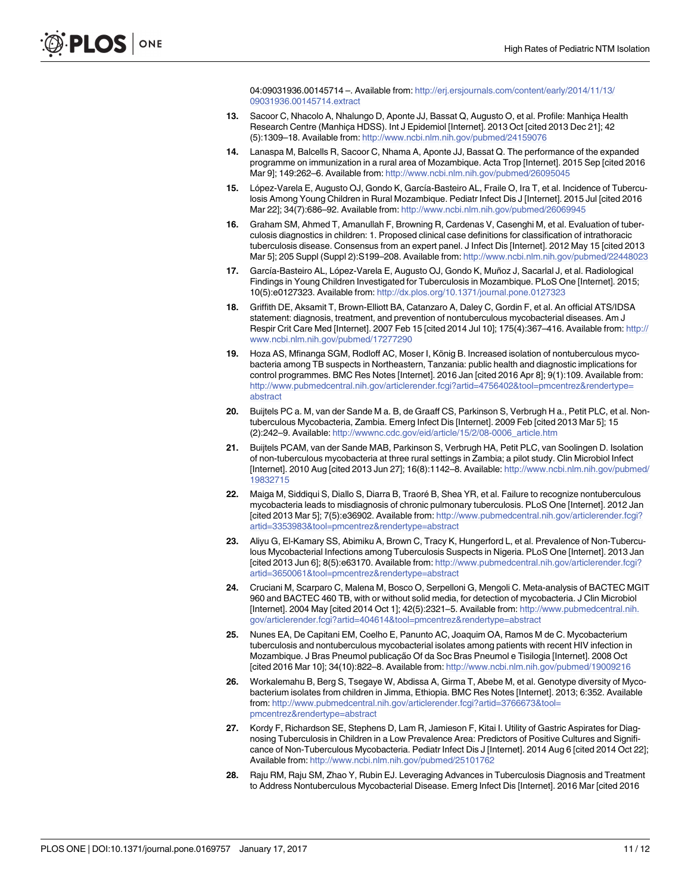04:09031936.00145714 –. Available from: http://erj.ersjournals.com/content/early/2014/11/13/09031936.00145714.extract

13. Sacoor C, Nhacolo A, Nhalungo D, Aponte JJ, Bassat Q, Augusto O, et al. Profile: Manhiça Health Research Centre (Manhiça HDSS). Int J Epidemiol [Internet]. 2013 Oct [cited 2013 Dec 21]; 42 (5):1309–18. Available from: http://www.ncbi.nlm.nih.gov/pubmed/24159076

14. Lanaspa M, Balcells R, Sacoor C, Nhama A, Aponte JJ, Bassat Q. The performance of the expanded programme on immunization in a rural area of Mozambique. Acta Trop [Internet]. 2015 Sep [cited 2016 Mar 9]; 149:262–6. Available from: http://www.ncbi.nlm.nih.gov/pubmed/26095045

15. López-Varela E, Augusto OJ, Gondo K, García-Basteiro AL, Fraile O, Ira T, et al. Incidence of Tuberculosis Among Young Children in Rural Mozambique. Pediatr Infect Dis J [Internet]. 2015 Jul [cited 2016 Mar 22]; 34(7):686–92. Available from: http://www.ncbi.nlm.nih.gov/pubmed/26069945

16. Graham SM, Ahmed T, Amanullah F, Browning R, Cardenas V, Casenghi M, et al. Evaluation of tuberculosis diagnostics in children: 1. Proposed clinical case definitions for classification of intrathoracic tuberculosis disease. Consensus from an expert panel. J Infect Dis [Internet]. 2012 May 15 [cited 2013 Mar 5]; 205 Suppl (Suppl 2):S199–208. Available from: http://www.ncbi.nlm.nih.gov/pubmed/22448023

17. García-Basteiro AL, López-Varela E, Augusto OJ, Gondo K, Muñoz J, Sacarlal J, et al. Radiological Findings in Young Children Investigated for Tuberculosis in Mozambique. PLoS One [Internet]. 2015; 10(5):e0127323. Available from: http://dx.plos.org/10.1371/journal.pone.0127323

18. Griffith DE, Aksamit T, Brown-Elliott BA, Catanzaro A, Daley C, Gordin F, et al. An official ATS/IDSA statement: diagnosis, treatment, and prevention of nontuberculous mycobacterial diseases. Am J Respir Crit Care Med [Internet]. 2007 Feb 15 [cited 2014 Jul 10]; 175(4):367–416. Available from: http://www.ncbi.nlm.nih.gov/pubmed/17277290

19. Hoza AS, Mfinanga SGM, Rodloff AC, Moser I, König B. Increased isolation of nontuberculous mycobacteria among TB suspects in Northeastern, Tanzania: public health and diagnostic implications for control programmes. BMC Res Notes [Internet]. 2016 Jan [cited 2016 Apr 8]; 9(1):109. Available from: http://www.pubmedcentral.nih.gov/articlerender.fcgi?artid=4756402&tool=pmcentrez&rendertype=abstract

20. Buijtels PC a. M, van der Sande M a. B, de Graaff CS, Parkinson S, Verbrugh H a., Petit PLC, et al. Nontuberculous Mycobacteria, Zambia. Emerg Infect Dis [Internet]. 2009 Feb [cited 2013 Mar 5]; 15 (2):242–9. Available: http://wwwnc.cdc.gov/eid/article/15/2/08-0006_article.htm

21. Buijtels PCAM, van der Sande MAB, Parkinson S, Verbrugh HA, Petit PLC, van Soolingen D. Isolation of non-tuberculous mycobacteria at three rural settings in Zambia; a pilot study. Clin Microbiol Infect [Internet]. 2010 Aug [cited 2013 Jun 27]; 16(8):1142–8. Available: http://www.ncbi.nlm.nih.gov/pubmed/19832715

22. Maiga M, Siddiqui S, Diallo S, Diarra B, Traoré B, Shea YR, et al. Failure to recognize nontuberculous mycobacteria leads to misdiagnosis of chronic pulmonary tuberculosis. PLoS One [Internet]. 2012 Jan [cited 2013 Mar 5]; 7(5):e36902. Available from: http://www.pubmedcentral.nih.gov/articlerender.fcgi?artid=3353983&tool=pmcentrez&rendertype=abstract

23. Aliyu G, El-Kamary SS, Abimiku A, Brown C, Tracy K, Hungerford L, et al. Prevalence of Non-Tuberculous Mycobacterial Infections among Tuberculosis Suspects in Nigeria. PLoS One [Internet]. 2013 Jan [cited 2013 Jun 6]; 8(5):e63170. Available from: http://www.pubmedcentral.nih.gov/articlerender.fcgi?artid=3650061&tool=pmcentrez&rendertype=abstract

24. Cruciani M, Scarparo C, Malena M, Bosco O, Serpelloni G, Mengoli C. Meta-analysis of BACTEC MGIT 960 and BACTEC 460 TB, with or without solid media, for detection of mycobacteria. J Clin Microbiol [Internet]. 2004 May [cited 2014 Oct 1]; 42(5):2321–5. Available from: http://www.pubmedcentral.nih.gov/articlerender.fcgi?artid=404614&tool=pmcentrez&rendertype=abstract

25. Nunes EA, De Capitani EM, Coelho E, Panunto AC, Joaquim OA, Ramos M de C. Mycobacterium tuberculosis and nontuberculous mycobacterial isolates among patients with recent HIV infection in Mozambique. J Bras Pneumol publicação Of da Soc Bras Pneumol e Tisilogia [Internet]. 2008 Oct [cited 2016 Mar 10]; 34(10):822–8. Available from: http://www.ncbi.nlm.nih.gov/pubmed/19009216

26. Workalemahu B, Berg S, Tsegaye W, Abdissa A, Girma T, Abebe M, et al. Genotype diversity of Mycobacterium isolates from children in Jimma, Ethiopia. BMC Res Notes [Internet]. 2013; 6:352. Available from: http://www.pubmedcentral.nih.gov/articlerender.fcgi?artid=3766673&tool=pmcentrez&rendertype=abstract

27. Kordy F, Richardson SE, Stephens D, Lam R, Jamieson F, Kitai I. Utility of Gastric Aspirates for Diagnosing Tuberculosis in Children in a Low Prevalence Area: Predictors of Positive Cultures and Significance of Non-Tuberculous Mycobacteria. Pediatr Infect Dis J [Internet]. 2014 Aug 6 [cited 2014 Oct 22]; Available from: http://www.ncbi.nlm.nih.gov/pubmed/25101762

28. Raju RM, Raju SM, Zhao Y, Rubin EJ. Leveraging Advances in Tuberculosis Diagnosis and Treatment to Address Nontuberculous Mycobacterial Disease. Emerg Infect Dis [Internet]. 2016 Mar [cited 2016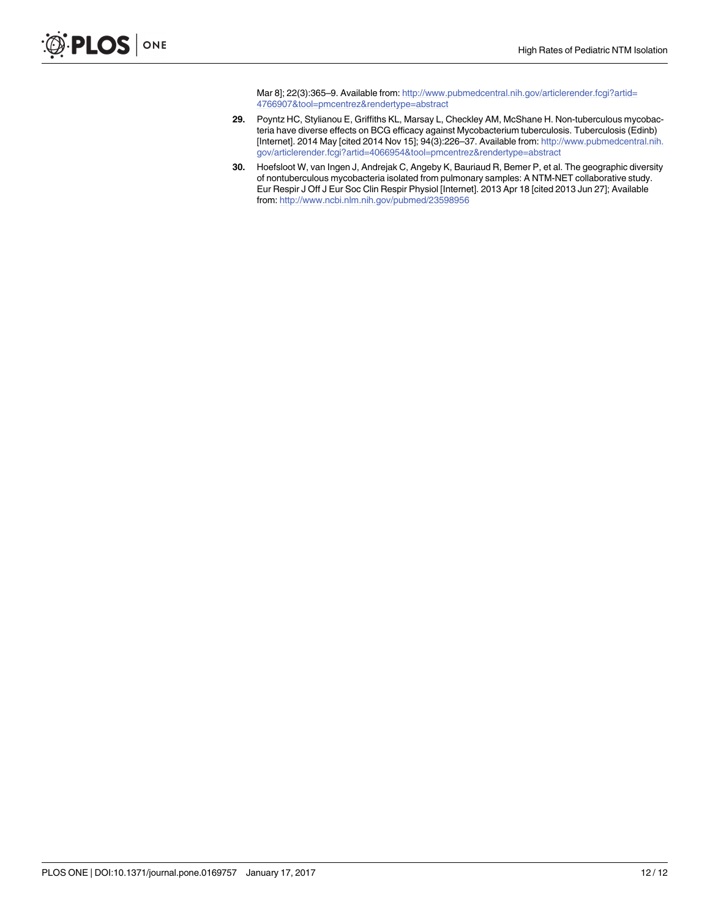Mar 8]; 22(3):365–9. Available from: http://www.pubmedcentral.nih.gov/articlerender.fcgi?artid=4766907&tool=pmcentrez&rendertype=abstract

29. Poyntz HC, Stylianou E, Griffiths KL, Marsay L, Checkley AM, McShane H. Non-tuberculous mycobacteria have diverse effects on BCG efficacy against Mycobacterium tuberculosis. Tuberculosis (Edinb) [Internet]. 2014 May [cited 2014 Nov 15]; 94(3):226–37. Available from: http://www.pubmedcentral.nih.gov/articlerender.fcgi?artid=4066954&tool=pmcentrez&rendertype=abstract

30. Hoefsloot W, van Ingen J, Andrejak C, Angeby K, Bauriaud R, Bemer P, et al. The geographic diversity of nontuberculous mycobacteria isolated from pulmonary samples: A NTM-NET collaborative study. Eur Respir J Off J Eur Soc Clin Respir Physiol [Internet]. 2013 Apr 18 [cited 2013 Jun 27]; Available from: http://www.ncbi.nlm.nih.gov/pubmed/23598956